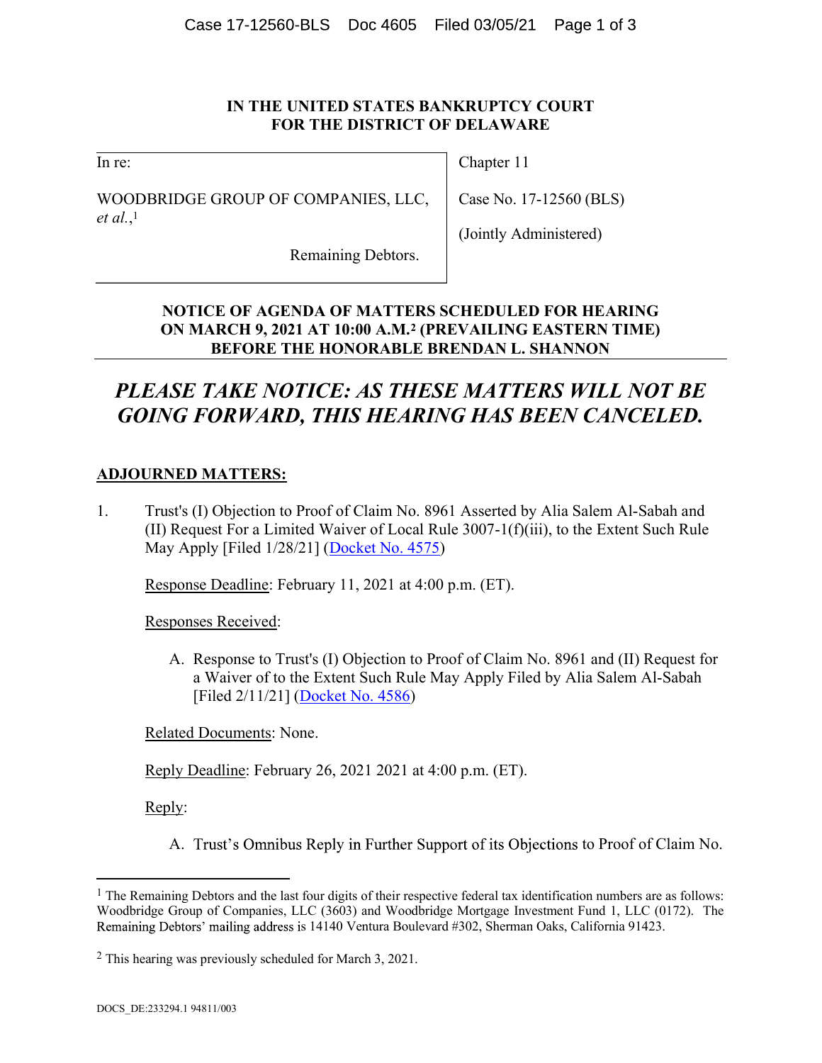**IN THE UNITED STATES BANKRUPTCY COURT FOR THE DISTRICT OF DELAWARE**

| | |
|---|---|
| In re: | Chapter 11 |
| WOODBRIDGE GROUP OF COMPANIES, LLC, *et al.*,[1] | Case No. 17-12560 (BLS) |
| | (Jointly Administered) |
| Remaining Debtors. | |

**NOTICE OF AGENDA OF MATTERS SCHEDULED FOR HEARING ON MARCH 9, 2021 AT 10:00 A.M.[2] (PREVAILING EASTERN TIME) BEFORE THE HONORABLE BRENDAN L. SHANNON**

## *PLEASE TAKE NOTICE: AS THESE MATTERS WILL NOT BE GOING FORWARD, THIS HEARING HAS BEEN CANCELED.*

**ADJOURNED MATTERS:**

1. Trust's (I) Objection to Proof of Claim No. 8961 Asserted by Alia Salem Al-Sabah and (II) Request For a Limited Waiver of Local Rule 3007-1(f)(iii), to the Extent Such Rule May Apply [Filed 1/28/21] (Docket No. 4575)

   Response Deadline: February 11, 2021 at 4:00 p.m. (ET).

   Responses Received:

   A. Response to Trust's (I) Objection to Proof of Claim No. 8961 and (II) Request for a Waiver of to the Extent Such Rule May Apply Filed by Alia Salem Al-Sabah [Filed 2/11/21] (Docket No. 4586)

   Related Documents: None.

   Reply Deadline: February 26, 2021 2021 at 4:00 p.m. (ET).

   Reply:

   A. Trust's Omnibus Reply in Further Support of its Objections to Proof of Claim No.

---

[1] The Remaining Debtors and the last four digits of their respective federal tax identification numbers are as follows: Woodbridge Group of Companies, LLC (3603) and Woodbridge Mortgage Investment Fund 1, LLC (0172). The Remaining Debtors' mailing address is 14140 Ventura Boulevard #302, Sherman Oaks, California 91423.

[2] This hearing was previously scheduled for March 3, 2021.

DOCS_DE:233294.1 94811/003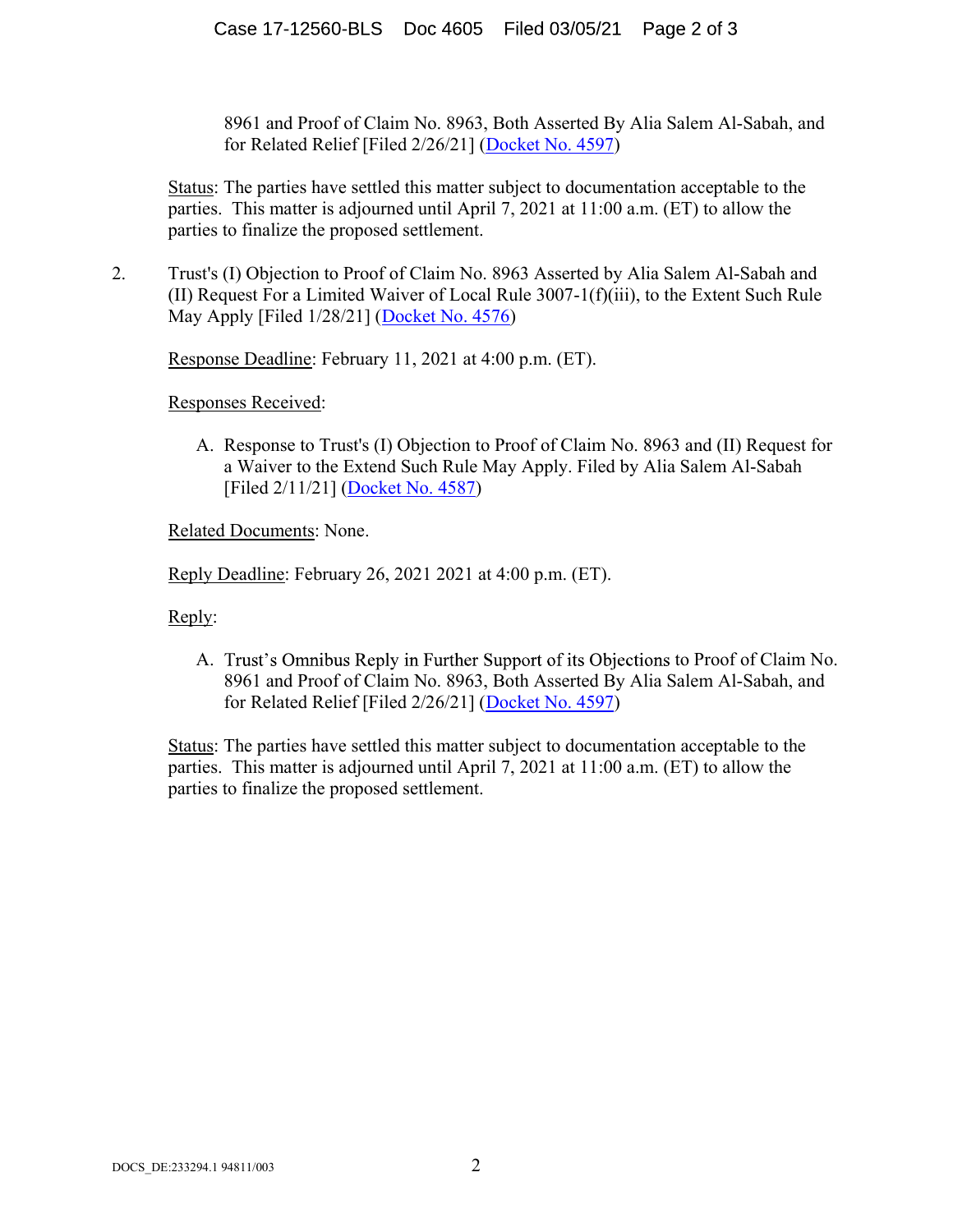8961 and Proof of Claim No. 8963, Both Asserted By Alia Salem Al-Sabah, and for Related Relief [Filed 2/26/21] (Docket No. 4597)

Status: The parties have settled this matter subject to documentation acceptable to the parties. This matter is adjourned until April 7, 2021 at 11:00 a.m. (ET) to allow the parties to finalize the proposed settlement.

2. Trust's (I) Objection to Proof of Claim No. 8963 Asserted by Alia Salem Al-Sabah and (II) Request For a Limited Waiver of Local Rule 3007-1(f)(iii), to the Extent Such Rule May Apply [Filed 1/28/21] (Docket No. 4576)

Response Deadline: February 11, 2021 at 4:00 p.m. (ET).

Responses Received:

A. Response to Trust's (I) Objection to Proof of Claim No. 8963 and (II) Request for a Waiver to the Extend Such Rule May Apply. Filed by Alia Salem Al-Sabah [Filed 2/11/21] (Docket No. 4587)

Related Documents: None.

Reply Deadline: February 26, 2021 2021 at 4:00 p.m. (ET).

Reply:

A. Trust's Omnibus Reply in Further Support of its Objections to Proof of Claim No. 8961 and Proof of Claim No. 8963, Both Asserted By Alia Salem Al-Sabah, and for Related Relief [Filed 2/26/21] (Docket No. 4597)

Status: The parties have settled this matter subject to documentation acceptable to the parties. This matter is adjourned until April 7, 2021 at 11:00 a.m. (ET) to allow the parties to finalize the proposed settlement.

DOCS_DE:233294.1 94811/003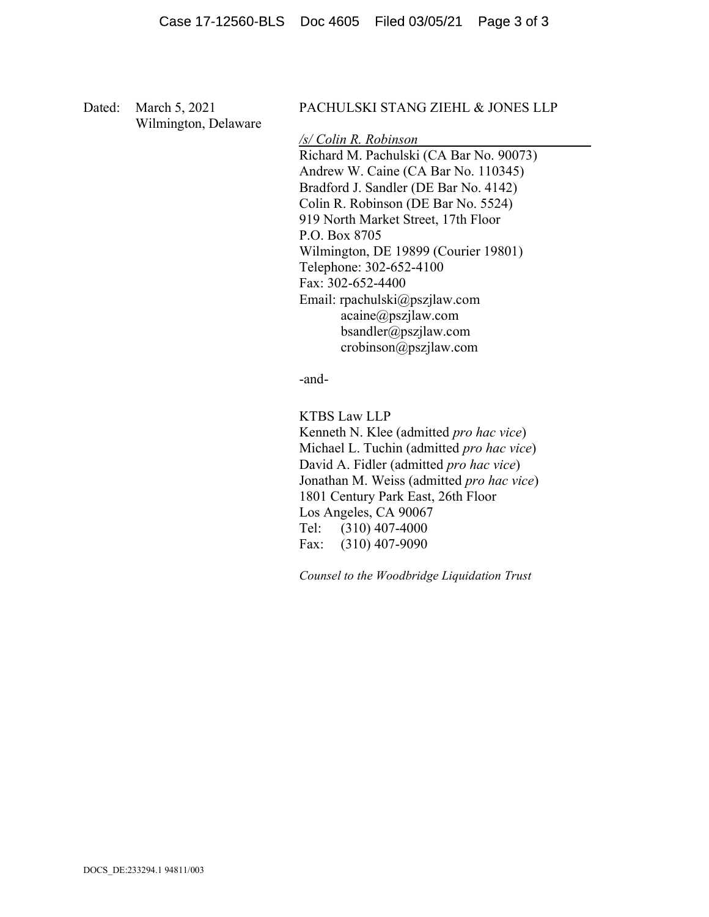Dated: March 5, 2021
Wilmington, Delaware

PACHULSKI STANG ZIEHL & JONES LLP

*/s/ Colin R. Robinson*
Richard M. Pachulski (CA Bar No. 90073)
Andrew W. Caine (CA Bar No. 110345)
Bradford J. Sandler (DE Bar No. 4142)
Colin R. Robinson (DE Bar No. 5524)
919 North Market Street, 17th Floor
P.O. Box 8705
Wilmington, DE 19899 (Courier 19801)
Telephone: 302-652-4100
Fax: 302-652-4400
Email: rpachulski@pszjlaw.com
acaine@pszjlaw.com
bsandler@pszjlaw.com
crobinson@pszjlaw.com

-and-

KTBS Law LLP
Kenneth N. Klee (admitted *pro hac vice*)
Michael L. Tuchin (admitted *pro hac vice*)
David A. Fidler (admitted *pro hac vice*)
Jonathan M. Weiss (admitted *pro hac vice*)
1801 Century Park East, 26th Floor
Los Angeles, CA 90067
Tel: (310) 407-4000
Fax: (310) 407-9090

*Counsel to the Woodbridge Liquidation Trust*

DOCS_DE:233294.1 94811/003